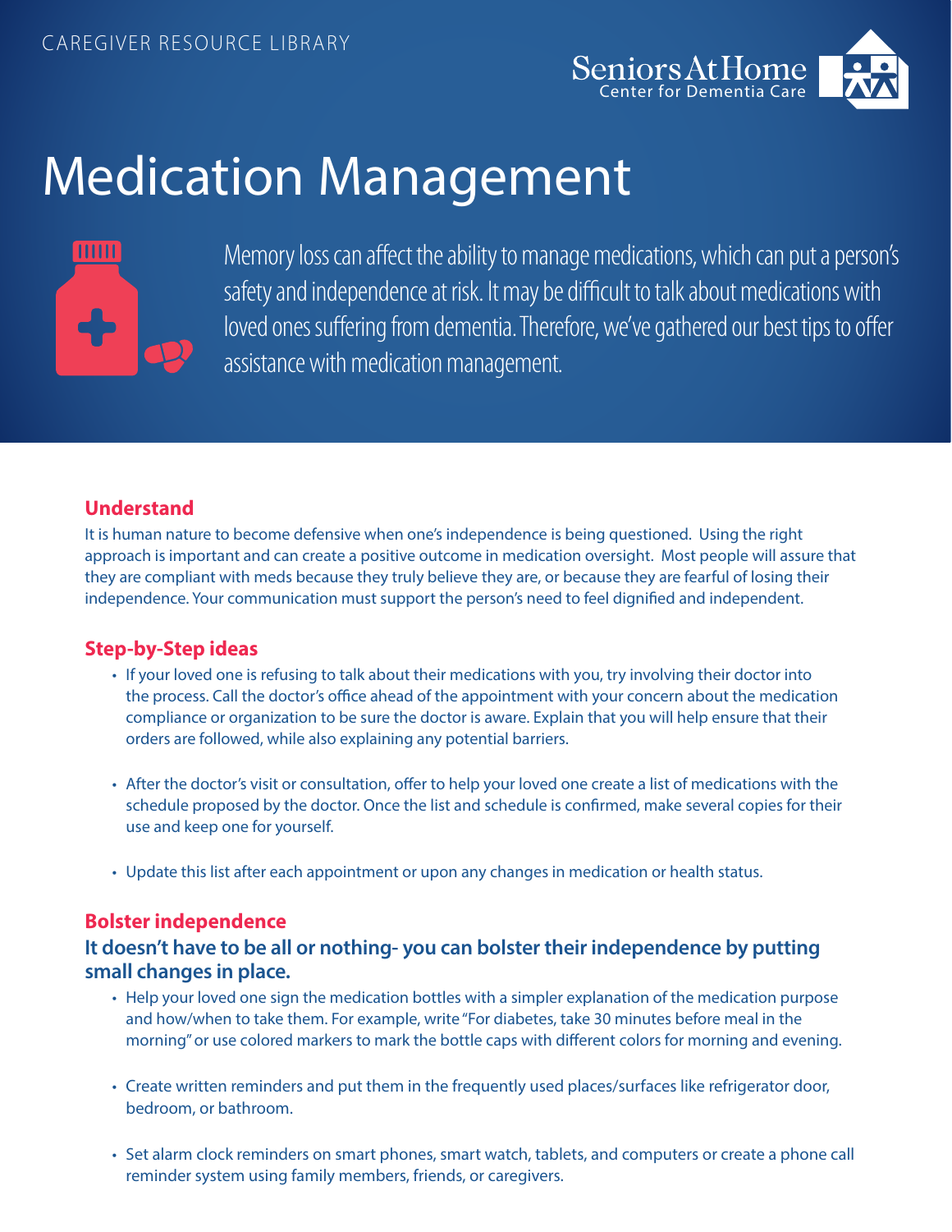CAREGIVER RESOURCE LIBRARY

Seniors At Home
Center for Dementia Care

# Medication Management

Memory loss can affect the ability to manage medications, which can put a person's safety and independence at risk. It may be difficult to talk about medications with loved ones suffering from dementia. Therefore, we've gathered our best tips to offer assistance with medication management.

## Understand

It is human nature to become defensive when one's independence is being questioned. Using the right approach is important and can create a positive outcome in medication oversight. Most people will assure that they are compliant with meds because they truly believe they are, or because they are fearful of losing their independence. Your communication must support the person's need to feel dignified and independent.

## Step-by-Step ideas

- If your loved one is refusing to talk about their medications with you, try involving their doctor into the process. Call the doctor's office ahead of the appointment with your concern about the medication compliance or organization to be sure the doctor is aware. Explain that you will help ensure that their orders are followed, while also explaining any potential barriers.
- After the doctor's visit or consultation, offer to help your loved one create a list of medications with the schedule proposed by the doctor. Once the list and schedule is confirmed, make several copies for their use and keep one for yourself.
- Update this list after each appointment or upon any changes in medication or health status.

## Bolster independence

### It doesn't have to be all or nothing- you can bolster their independence by putting small changes in place.

- Help your loved one sign the medication bottles with a simpler explanation of the medication purpose and how/when to take them. For example, write "For diabetes, take 30 minutes before meal in the morning" or use colored markers to mark the bottle caps with different colors for morning and evening.
- Create written reminders and put them in the frequently used places/surfaces like refrigerator door, bedroom, or bathroom.
- Set alarm clock reminders on smart phones, smart watch, tablets, and computers or create a phone call reminder system using family members, friends, or caregivers.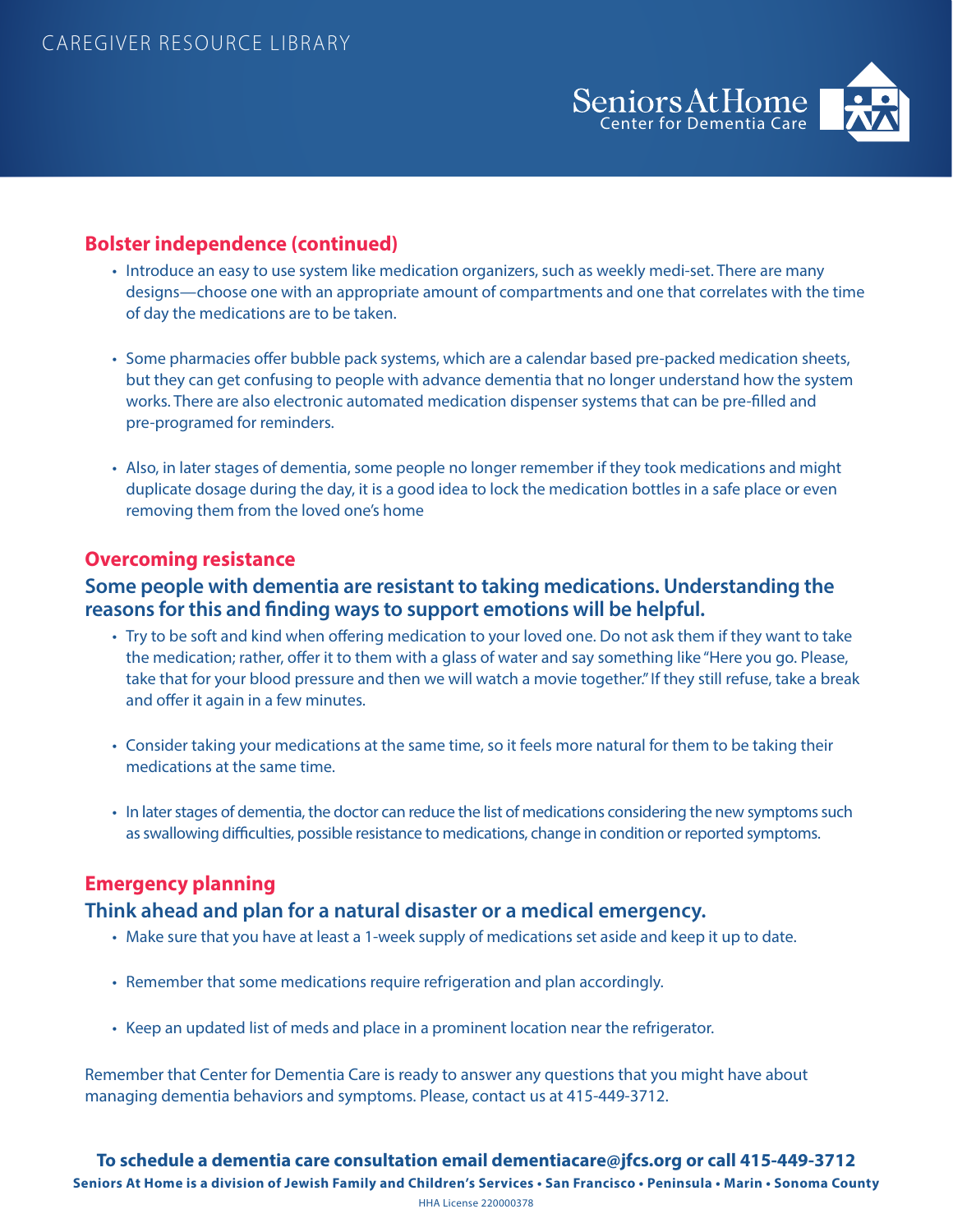## Bolster independence (continued)

- Introduce an easy to use system like medication organizers, such as weekly medi-set. There are many designs—choose one with an appropriate amount of compartments and one that correlates with the time of day the medications are to be taken.
- Some pharmacies offer bubble pack systems, which are a calendar based pre-packed medication sheets, but they can get confusing to people with advance dementia that no longer understand how the system works. There are also electronic automated medication dispenser systems that can be pre-filled and pre-programed for reminders.
- Also, in later stages of dementia, some people no longer remember if they took medications and might duplicate dosage during the day, it is a good idea to lock the medication bottles in a safe place or even removing them from the loved one's home

## Overcoming resistance

### Some people with dementia are resistant to taking medications. Understanding the reasons for this and finding ways to support emotions will be helpful.

- Try to be soft and kind when offering medication to your loved one. Do not ask them if they want to take the medication; rather, offer it to them with a glass of water and say something like "Here you go. Please, take that for your blood pressure and then we will watch a movie together." If they still refuse, take a break and offer it again in a few minutes.
- Consider taking your medications at the same time, so it feels more natural for them to be taking their medications at the same time.
- In later stages of dementia, the doctor can reduce the list of medications considering the new symptoms such as swallowing difficulties, possible resistance to medications, change in condition or reported symptoms.

## Emergency planning

### Think ahead and plan for a natural disaster or a medical emergency.

- Make sure that you have at least a 1-week supply of medications set aside and keep it up to date.
- Remember that some medications require refrigeration and plan accordingly.
- Keep an updated list of meds and place in a prominent location near the refrigerator.

Remember that Center for Dementia Care is ready to answer any questions that you might have about managing dementia behaviors and symptoms. Please, contact us at 415-449-3712.

**To schedule a dementia care consultation email dementiacare@jfcs.org or call 415-449-3712**

**Seniors At Home is a division of Jewish Family and Children's Services • San Francisco • Peninsula • Marin • Sonoma County**

HHA License 220000378